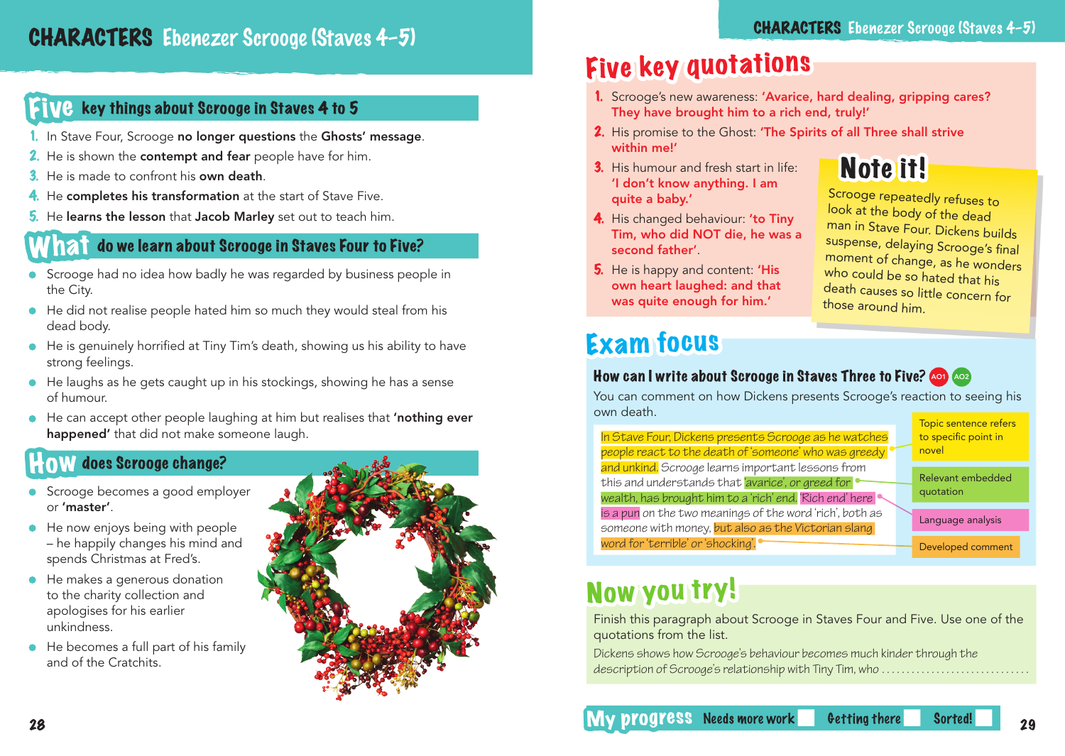# CHARACTERS Ebenezer Scrooge (Staves 4–5)

## Five key things about Scrooge in Staves 4 to 5

1. In Stave Four, Scrooge **no longer questions** the **Ghosts' message**.
2. He is shown the **contempt and fear** people have for him.
3. He is made to confront his **own death**.
4. He **completes his transformation** at the start of Stave Five.
5. He **learns the lesson** that **Jacob Marley** set out to teach him.

## What do we learn about Scrooge in Staves Four to Five?

- Scrooge had no idea how badly he was regarded by business people in the City.
- He did not realise people hated him so much they would steal from his dead body.
- He is genuinely horrified at Tiny Tim's death, showing us his ability to have strong feelings.
- He laughs as he gets caught up in his stockings, showing he has a sense of humour.
- He can accept other people laughing at him but realises that **'nothing ever happened'** that did not make someone laugh.

## How does Scrooge change?

- Scrooge becomes a good employer or **'master'**.
- He now enjoys being with people – he happily changes his mind and spends Christmas at Fred's.
- He makes a generous donation to the charity collection and apologises for his earlier unkindness.
- He becomes a full part of his family and of the Cratchits.

## Five key quotations

1. Scrooge's new awareness: **'Avarice, hard dealing, gripping cares? They have brought him to a rich end, truly!'**
2. His promise to the Ghost: **'The Spirits of all Three shall strive within me!'**
3. His humour and fresh start in life: **'I don't know anything. I am quite a baby.'**
4. His changed behaviour: **'to Tiny Tim, who did NOT die, he was a second father'**.
5. He is happy and content: **'His own heart laughed: and that was quite enough for him.'**

## Note it!

Scrooge repeatedly refuses to look at the body of the dead man in Stave Four. Dickens builds suspense, delaying Scrooge's final moment of change, as he wonders who could be so hated that his death causes so little concern for those around him.

## Exam focus

### How can I write about Scrooge in Staves Three to Five? AO1 AO2

You can comment on how Dickens presents Scrooge's reaction to seeing his own death.

*In Stave Four, Dickens presents Scrooge as he watches people react to the death of 'someone' who was greedy and unkind. Scrooge learns important lessons from this and understands that 'avarice', or greed for wealth, has brought him to a 'rich' end. 'Rich end' here is a pun on the two meanings of the word 'rich', both as someone with money, but also as the Victorian slang word for 'terrible' or 'shocking'.*

- Topic sentence refers to specific point in novel
- Relevant embedded quotation
- Language analysis
- Developed comment

## Now you try!

Finish this paragraph about Scrooge in Staves Four and Five. Use one of the quotations from the list.

*Dickens shows how Scrooge's behaviour becomes much kinder through the description of Scrooge's relationship with Tiny Tim, who* ..............................

**My progress** Needs more work ☐ Getting there ☐ Sorted! ☐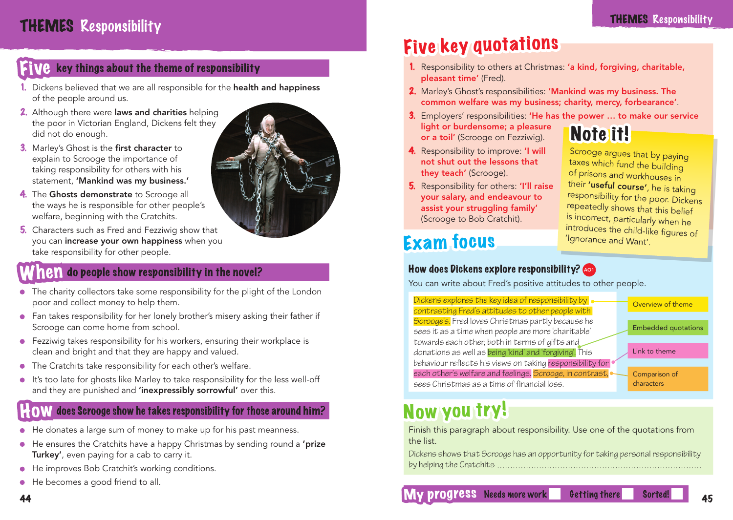# THEMES Responsibility

## Five key things about the theme of responsibility

1. Dickens believed that we are all responsible for the **health and happiness** of the people around us.
2. Although there were **laws and charities** helping the poor in Victorian England, Dickens felt they did not do enough.
3. Marley's Ghost is the **first character** to explain to Scrooge the importance of taking responsibility for others with his statement, **'Mankind was my business.'**
4. The **Ghosts demonstrate** to Scrooge all the ways he is responsible for other people's welfare, beginning with the Cratchits.
5. Characters such as Fred and Fezziwig show that you can **increase your own happiness** when you take responsibility for other people.

## When do people show responsibility in the novel?

- The charity collectors take some responsibility for the plight of the London poor and collect money to help them.
- Fan takes responsibility for her lonely brother's misery asking their father if Scrooge can come home from school.
- Fezziwig takes responsibility for his workers, ensuring their workplace is clean and bright and that they are happy and valued.
- The Cratchits take responsibility for each other's welfare.
- It's too late for ghosts like Marley to take responsibility for the less well-off and they are punished and **'inexpressibly sorrowful'** over this.

## How does Scrooge show he takes responsibility for those around him?

- He donates a large sum of money to make up for his past meanness.
- He ensures the Cratchits have a happy Christmas by sending round a **'prize Turkey'**, even paying for a cab to carry it.
- He improves Bob Cratchit's working conditions.
- He becomes a good friend to all.

## Five key quotations

1. Responsibility to others at Christmas: **'a kind, forgiving, charitable, pleasant time'** (Fred).
2. Marley's Ghost's responsibilities: **'Mankind was my business. The common welfare was my business; charity, mercy, forbearance'**.
3. Employers' responsibilities: **'He has the power … to make our service light or burdensome; a pleasure or a toil'** (Scrooge on Fezziwig).
4. Responsibility to improve: **'I will not shut out the lessons that they teach'** (Scrooge).
5. Responsibility for others: **'I'll raise your salary, and endeavour to assist your struggling family'** (Scrooge to Bob Cratchit).

## Note it!

Scrooge argues that by paying taxes which fund the building of prisons and workhouses in their **'useful course'**, he is taking responsibility for the poor. Dickens repeatedly shows that this belief is incorrect, particularly when he introduces the child-like figures of 'Ignorance and Want'.

## Exam focus

### How does Dickens explore responsibility? AO1

You can write about Fred's positive attitudes to other people.

Dickens explores the key idea of responsibility by contrasting Fred's attitudes to other people with Scrooge's. Fred loves Christmas partly because he sees it as a time when people are more 'charitable' towards each other, both in terms of gifts and donations as well as being 'kind' and 'forgiving'. This behaviour reflects his views on taking responsibility for each other's welfare and feelings. Scrooge, in contrast, sees Christmas as a time of financial loss.

- Overview of theme
- Embedded quotations
- Link to theme
- Comparison of characters

## Now you try!

Finish this paragraph about responsibility. Use one of the quotations from the list.

Dickens shows that Scrooge has an opportunity for taking personal responsibility by helping the Cratchits ……………………………………………………………

**My progress** Needs more work ☐ Getting there ☐ Sorted! ☐